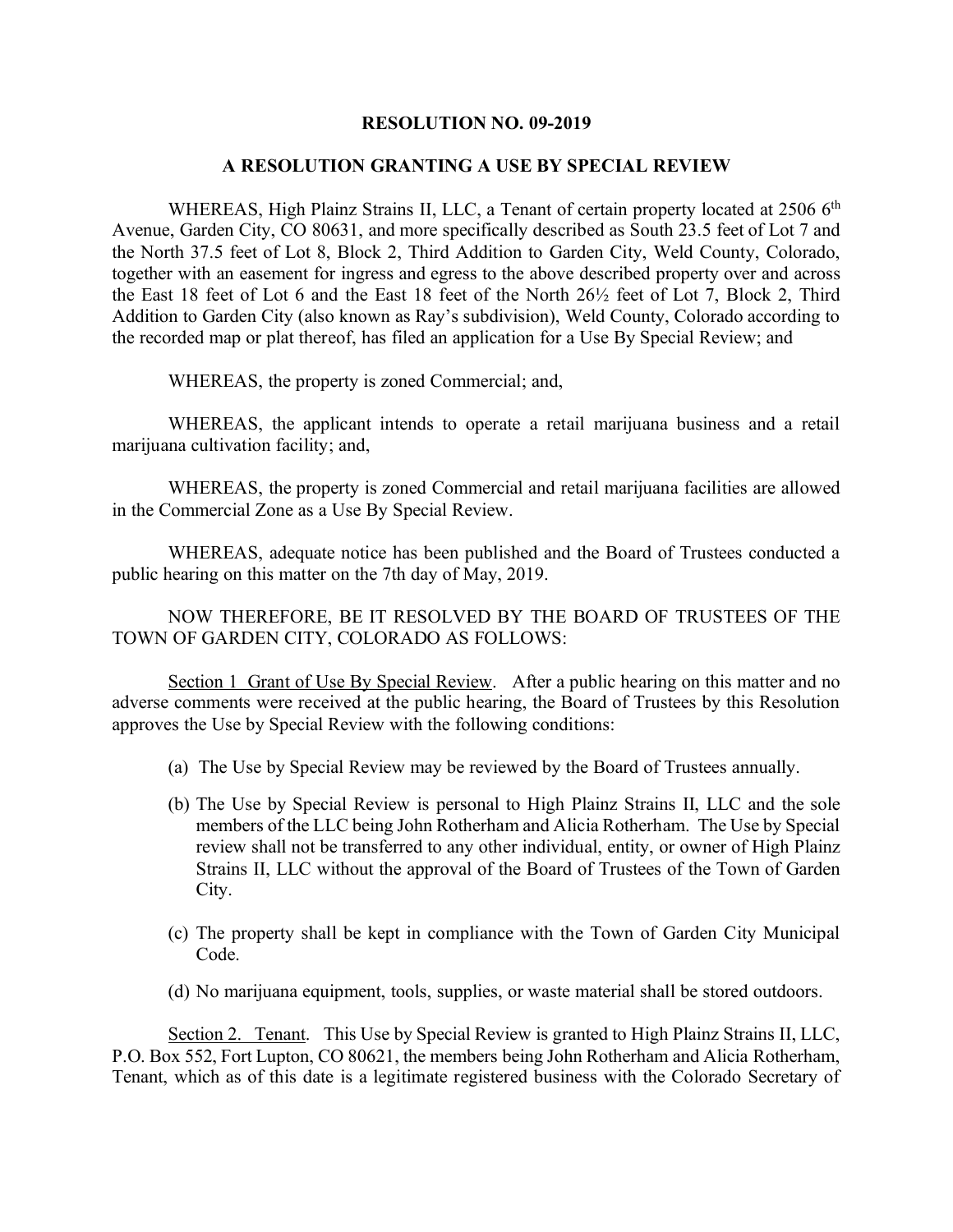**RESOLUTION NO. 09-2019**

**A RESOLUTION GRANTING A USE BY SPECIAL REVIEW**

WHEREAS, High Plainz Strains II, LLC, a Tenant of certain property located at 2506 6th Avenue, Garden City, CO 80631, and more specifically described as South 23.5 feet of Lot 7 and the North 37.5 feet of Lot 8, Block 2, Third Addition to Garden City, Weld County, Colorado, together with an easement for ingress and egress to the above described property over and across the East 18 feet of Lot 6 and the East 18 feet of the North 26½ feet of Lot 7, Block 2, Third Addition to Garden City (also known as Ray's subdivision), Weld County, Colorado according to the recorded map or plat thereof, has filed an application for a Use By Special Review; and

WHEREAS, the property is zoned Commercial; and,

WHEREAS, the applicant intends to operate a retail marijuana business and a retail marijuana cultivation facility; and,

WHEREAS, the property is zoned Commercial and retail marijuana facilities are allowed in the Commercial Zone as a Use By Special Review.

WHEREAS, adequate notice has been published and the Board of Trustees conducted a public hearing on this matter on the 7th day of May, 2019.

NOW THEREFORE, BE IT RESOLVED BY THE BOARD OF TRUSTEES OF THE TOWN OF GARDEN CITY, COLORADO AS FOLLOWS:

Section 1 Grant of Use By Special Review. After a public hearing on this matter and no adverse comments were received at the public hearing, the Board of Trustees by this Resolution approves the Use by Special Review with the following conditions:

(a) The Use by Special Review may be reviewed by the Board of Trustees annually.

(b) The Use by Special Review is personal to High Plainz Strains II, LLC and the sole members of the LLC being John Rotherham and Alicia Rotherham. The Use by Special review shall not be transferred to any other individual, entity, or owner of High Plainz Strains II, LLC without the approval of the Board of Trustees of the Town of Garden City.

(c) The property shall be kept in compliance with the Town of Garden City Municipal Code.

(d) No marijuana equipment, tools, supplies, or waste material shall be stored outdoors.

Section 2. Tenant. This Use by Special Review is granted to High Plainz Strains II, LLC, P.O. Box 552, Fort Lupton, CO 80621, the members being John Rotherham and Alicia Rotherham, Tenant, which as of this date is a legitimate registered business with the Colorado Secretary of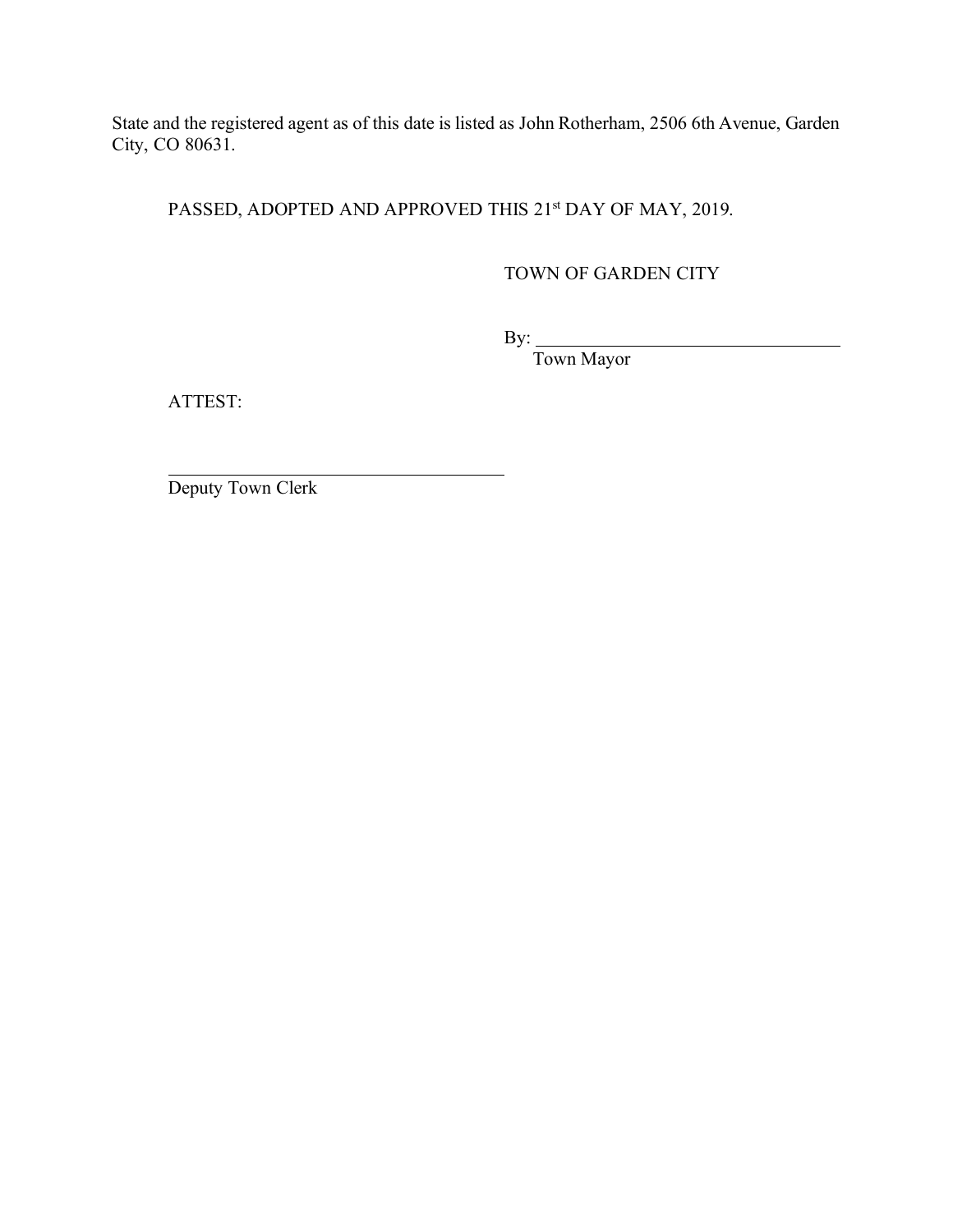State and the registered agent as of this date is listed as John Rotherham, 2506 6th Avenue, Garden City, CO 80631.

PASSED, ADOPTED AND APPROVED THIS 21st DAY OF MAY, 2019.

TOWN OF GARDEN CITY

By: ________________________________
Town Mayor

ATTEST:

________________________________
Deputy Town Clerk